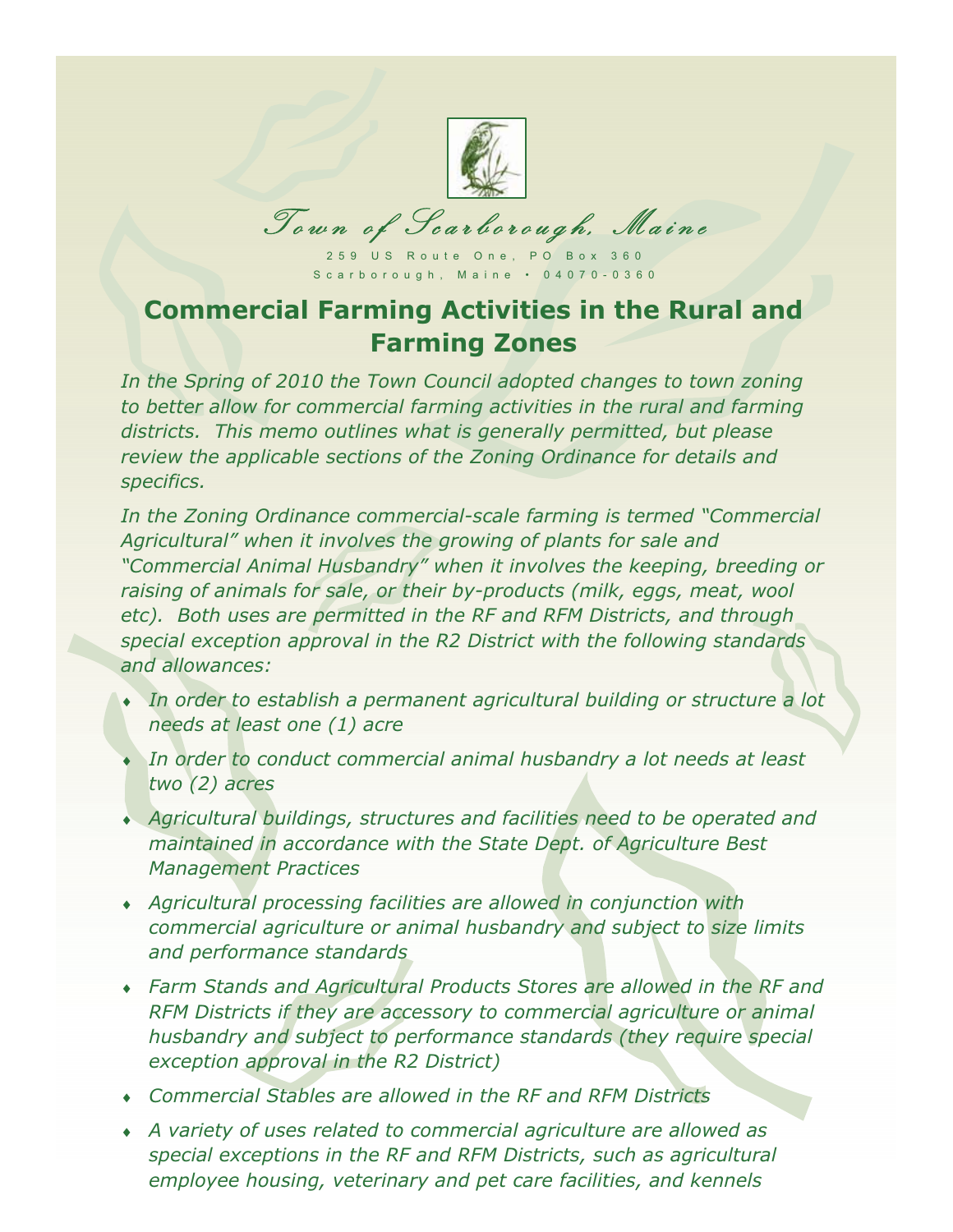Town of Scarborough, Maine

259 US Route One, PO Box 360
Scarborough, Maine • 04070-0360

# Commercial Farming Activities in the Rural and Farming Zones

*In the Spring of 2010 the Town Council adopted changes to town zoning to better allow for commercial farming activities in the rural and farming districts. This memo outlines what is generally permitted, but please review the applicable sections of the Zoning Ordinance for details and specifics.*

*In the Zoning Ordinance commercial-scale farming is termed "Commercial Agricultural" when it involves the growing of plants for sale and "Commercial Animal Husbandry" when it involves the keeping, breeding or raising of animals for sale, or their by-products (milk, eggs, meat, wool etc). Both uses are permitted in the RF and RFM Districts, and through special exception approval in the R2 District with the following standards and allowances:*

- *In order to establish a permanent agricultural building or structure a lot needs at least one (1) acre*
- *In order to conduct commercial animal husbandry a lot needs at least two (2) acres*
- *Agricultural buildings, structures and facilities need to be operated and maintained in accordance with the State Dept. of Agriculture Best Management Practices*
- *Agricultural processing facilities are allowed in conjunction with commercial agriculture or animal husbandry and subject to size limits and performance standards*
- *Farm Stands and Agricultural Products Stores are allowed in the RF and RFM Districts if they are accessory to commercial agriculture or animal husbandry and subject to performance standards (they require special exception approval in the R2 District)*
- *Commercial Stables are allowed in the RF and RFM Districts*
- *A variety of uses related to commercial agriculture are allowed as special exceptions in the RF and RFM Districts, such as agricultural employee housing, veterinary and pet care facilities, and kennels*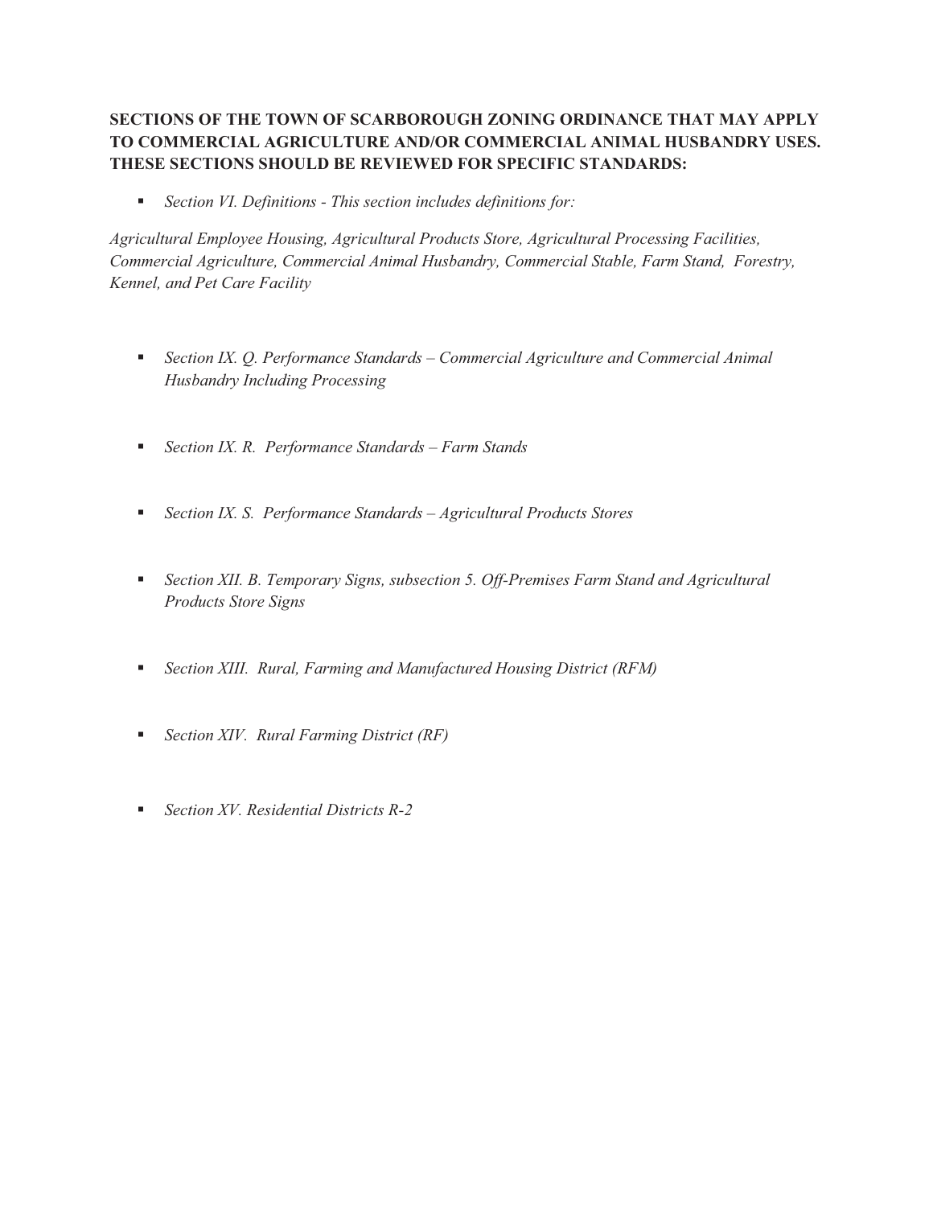**SECTIONS OF THE TOWN OF SCARBOROUGH ZONING ORDINANCE THAT MAY APPLY TO COMMERCIAL AGRICULTURE AND/OR COMMERCIAL ANIMAL HUSBANDRY USES. THESE SECTIONS SHOULD BE REVIEWED FOR SPECIFIC STANDARDS:**

- *Section VI. Definitions - This section includes definitions for:*

*Agricultural Employee Housing, Agricultural Products Store, Agricultural Processing Facilities, Commercial Agriculture, Commercial Animal Husbandry, Commercial Stable, Farm Stand, Forestry, Kennel, and Pet Care Facility*

- *Section IX. Q. Performance Standards – Commercial Agriculture and Commercial Animal Husbandry Including Processing*

- *Section IX. R. Performance Standards – Farm Stands*

- *Section IX. S. Performance Standards – Agricultural Products Stores*

- *Section XII. B. Temporary Signs, subsection 5. Off-Premises Farm Stand and Agricultural Products Store Signs*

- *Section XIII. Rural, Farming and Manufactured Housing District (RFM)*

- *Section XIV. Rural Farming District (RF)*

- *Section XV. Residential Districts R-2*